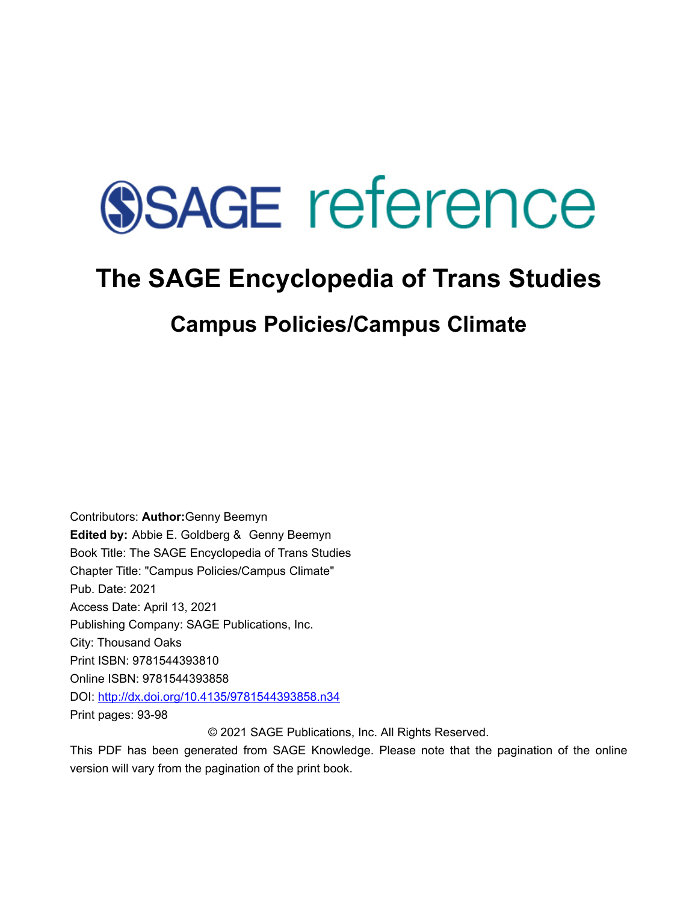SAGE reference

# The SAGE Encyclopedia of Trans Studies

## Campus Policies/Campus Climate

Contributors: **Author:**Genny Beemyn
**Edited by:** Abbie E. Goldberg & Genny Beemyn
Book Title: The SAGE Encyclopedia of Trans Studies
Chapter Title: "Campus Policies/Campus Climate"
Pub. Date: 2021
Access Date: April 13, 2021
Publishing Company: SAGE Publications, Inc.
City: Thousand Oaks
Print ISBN: 9781544393810
Online ISBN: 9781544393858
DOI: http://dx.doi.org/10.4135/9781544393858.n34
Print pages: 93-98

© 2021 SAGE Publications, Inc. All Rights Reserved.

This PDF has been generated from SAGE Knowledge. Please note that the pagination of the online version will vary from the pagination of the print book.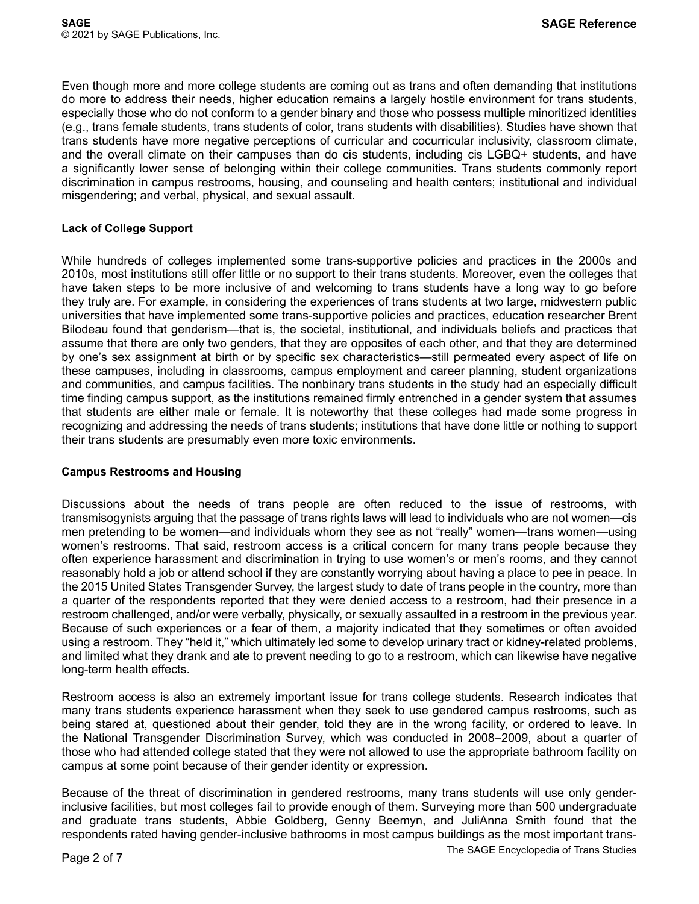Even though more and more college students are coming out as trans and often demanding that institutions do more to address their needs, higher education remains a largely hostile environment for trans students, especially those who do not conform to a gender binary and those who possess multiple minoritized identities (e.g., trans female students, trans students of color, trans students with disabilities). Studies have shown that trans students have more negative perceptions of curricular and cocurricular inclusivity, classroom climate, and the overall climate on their campuses than do cis students, including cis LGBQ+ students, and have a significantly lower sense of belonging within their college communities. Trans students commonly report discrimination in campus restrooms, housing, and counseling and health centers; institutional and individual misgendering; and verbal, physical, and sexual assault.

### Lack of College Support

While hundreds of colleges implemented some trans-supportive policies and practices in the 2000s and 2010s, most institutions still offer little or no support to their trans students. Moreover, even the colleges that have taken steps to be more inclusive of and welcoming to trans students have a long way to go before they truly are. For example, in considering the experiences of trans students at two large, midwestern public universities that have implemented some trans-supportive policies and practices, education researcher Brent Bilodeau found that genderism—that is, the societal, institutional, and individuals beliefs and practices that assume that there are only two genders, that they are opposites of each other, and that they are determined by one's sex assignment at birth or by specific sex characteristics—still permeated every aspect of life on these campuses, including in classrooms, campus employment and career planning, student organizations and communities, and campus facilities. The nonbinary trans students in the study had an especially difficult time finding campus support, as the institutions remained firmly entrenched in a gender system that assumes that students are either male or female. It is noteworthy that these colleges had made some progress in recognizing and addressing the needs of trans students; institutions that have done little or nothing to support their trans students are presumably even more toxic environments.

### Campus Restrooms and Housing

Discussions about the needs of trans people are often reduced to the issue of restrooms, with transmisogynists arguing that the passage of trans rights laws will lead to individuals who are not women—cis men pretending to be women—and individuals whom they see as not "really" women—trans women—using women's restrooms. That said, restroom access is a critical concern for many trans people because they often experience harassment and discrimination in trying to use women's or men's rooms, and they cannot reasonably hold a job or attend school if they are constantly worrying about having a place to pee in peace. In the 2015 United States Transgender Survey, the largest study to date of trans people in the country, more than a quarter of the respondents reported that they were denied access to a restroom, had their presence in a restroom challenged, and/or were verbally, physically, or sexually assaulted in a restroom in the previous year. Because of such experiences or a fear of them, a majority indicated that they sometimes or often avoided using a restroom. They "held it," which ultimately led some to develop urinary tract or kidney-related problems, and limited what they drank and ate to prevent needing to go to a restroom, which can likewise have negative long-term health effects.

Restroom access is also an extremely important issue for trans college students. Research indicates that many trans students experience harassment when they seek to use gendered campus restrooms, such as being stared at, questioned about their gender, told they are in the wrong facility, or ordered to leave. In the National Transgender Discrimination Survey, which was conducted in 2008–2009, about a quarter of those who had attended college stated that they were not allowed to use the appropriate bathroom facility on campus at some point because of their gender identity or expression.

Because of the threat of discrimination in gendered restrooms, many trans students will use only gender-inclusive facilities, but most colleges fail to provide enough of them. Surveying more than 500 undergraduate and graduate trans students, Abbie Goldberg, Genny Beemyn, and JuliAnna Smith found that the respondents rated having gender-inclusive bathrooms in most campus buildings as the most important trans-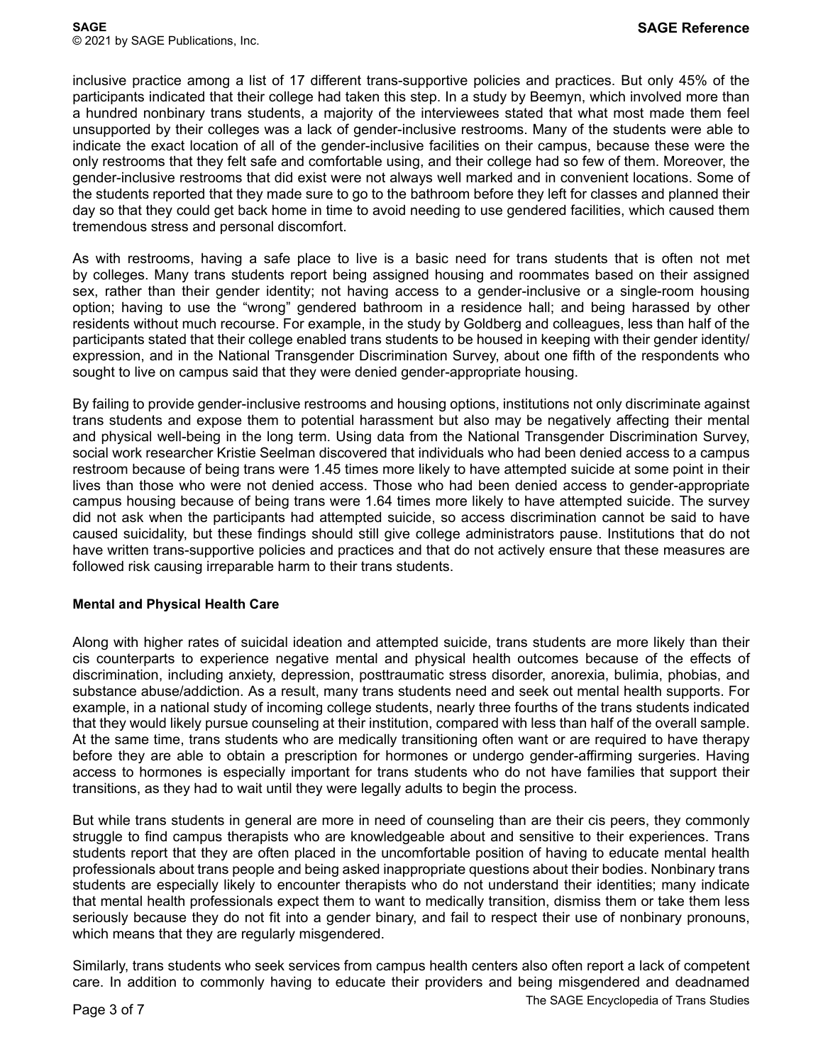inclusive practice among a list of 17 different trans-supportive policies and practices. But only 45% of the participants indicated that their college had taken this step. In a study by Beemyn, which involved more than a hundred nonbinary trans students, a majority of the interviewees stated that what most made them feel unsupported by their colleges was a lack of gender-inclusive restrooms. Many of the students were able to indicate the exact location of all of the gender-inclusive facilities on their campus, because these were the only restrooms that they felt safe and comfortable using, and their college had so few of them. Moreover, the gender-inclusive restrooms that did exist were not always well marked and in convenient locations. Some of the students reported that they made sure to go to the bathroom before they left for classes and planned their day so that they could get back home in time to avoid needing to use gendered facilities, which caused them tremendous stress and personal discomfort.

As with restrooms, having a safe place to live is a basic need for trans students that is often not met by colleges. Many trans students report being assigned housing and roommates based on their assigned sex, rather than their gender identity; not having access to a gender-inclusive or a single-room housing option; having to use the "wrong" gendered bathroom in a residence hall; and being harassed by other residents without much recourse. For example, in the study by Goldberg and colleagues, less than half of the participants stated that their college enabled trans students to be housed in keeping with their gender identity/expression, and in the National Transgender Discrimination Survey, about one fifth of the respondents who sought to live on campus said that they were denied gender-appropriate housing.

By failing to provide gender-inclusive restrooms and housing options, institutions not only discriminate against trans students and expose them to potential harassment but also may be negatively affecting their mental and physical well-being in the long term. Using data from the National Transgender Discrimination Survey, social work researcher Kristie Seelman discovered that individuals who had been denied access to a campus restroom because of being trans were 1.45 times more likely to have attempted suicide at some point in their lives than those who were not denied access. Those who had been denied access to gender-appropriate campus housing because of being trans were 1.64 times more likely to have attempted suicide. The survey did not ask when the participants had attempted suicide, so access discrimination cannot be said to have caused suicidality, but these findings should still give college administrators pause. Institutions that do not have written trans-supportive policies and practices and that do not actively ensure that these measures are followed risk causing irreparable harm to their trans students.

**Mental and Physical Health Care**

Along with higher rates of suicidal ideation and attempted suicide, trans students are more likely than their cis counterparts to experience negative mental and physical health outcomes because of the effects of discrimination, including anxiety, depression, posttraumatic stress disorder, anorexia, bulimia, phobias, and substance abuse/addiction. As a result, many trans students need and seek out mental health supports. For example, in a national study of incoming college students, nearly three fourths of the trans students indicated that they would likely pursue counseling at their institution, compared with less than half of the overall sample. At the same time, trans students who are medically transitioning often want or are required to have therapy before they are able to obtain a prescription for hormones or undergo gender-affirming surgeries. Having access to hormones is especially important for trans students who do not have families that support their transitions, as they had to wait until they were legally adults to begin the process.

But while trans students in general are more in need of counseling than are their cis peers, they commonly struggle to find campus therapists who are knowledgeable about and sensitive to their experiences. Trans students report that they are often placed in the uncomfortable position of having to educate mental health professionals about trans people and being asked inappropriate questions about their bodies. Nonbinary trans students are especially likely to encounter therapists who do not understand their identities; many indicate that mental health professionals expect them to want to medically transition, dismiss them or take them less seriously because they do not fit into a gender binary, and fail to respect their use of nonbinary pronouns, which means that they are regularly misgendered.

Similarly, trans students who seek services from campus health centers also often report a lack of competent care. In addition to commonly having to educate their providers and being misgendered and deadnamed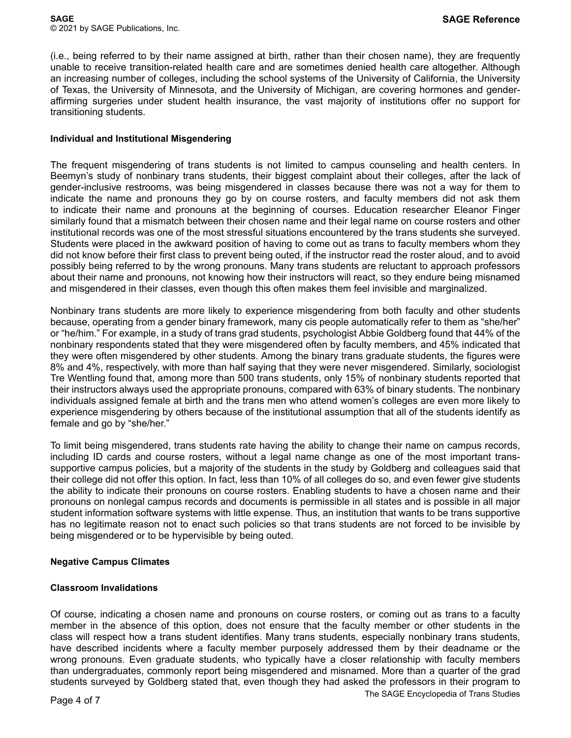(i.e., being referred to by their name assigned at birth, rather than their chosen name), they are frequently unable to receive transition-related health care and are sometimes denied health care altogether. Although an increasing number of colleges, including the school systems of the University of California, the University of Texas, the University of Minnesota, and the University of Michigan, are covering hormones and gender-affirming surgeries under student health insurance, the vast majority of institutions offer no support for transitioning students.

**Individual and Institutional Misgendering**

The frequent misgendering of trans students is not limited to campus counseling and health centers. In Beemyn's study of nonbinary trans students, their biggest complaint about their colleges, after the lack of gender-inclusive restrooms, was being misgendered in classes because there was not a way for them to indicate the name and pronouns they go by on course rosters, and faculty members did not ask them to indicate their name and pronouns at the beginning of courses. Education researcher Eleanor Finger similarly found that a mismatch between their chosen name and their legal name on course rosters and other institutional records was one of the most stressful situations encountered by the trans students she surveyed. Students were placed in the awkward position of having to come out as trans to faculty members whom they did not know before their first class to prevent being outed, if the instructor read the roster aloud, and to avoid possibly being referred to by the wrong pronouns. Many trans students are reluctant to approach professors about their name and pronouns, not knowing how their instructors will react, so they endure being misnamed and misgendered in their classes, even though this often makes them feel invisible and marginalized.

Nonbinary trans students are more likely to experience misgendering from both faculty and other students because, operating from a gender binary framework, many cis people automatically refer to them as "she/her" or "he/him." For example, in a study of trans grad students, psychologist Abbie Goldberg found that 44% of the nonbinary respondents stated that they were misgendered often by faculty members, and 45% indicated that they were often misgendered by other students. Among the binary trans graduate students, the figures were 8% and 4%, respectively, with more than half saying that they were never misgendered. Similarly, sociologist Tre Wentling found that, among more than 500 trans students, only 15% of nonbinary students reported that their instructors always used the appropriate pronouns, compared with 63% of binary students. The nonbinary individuals assigned female at birth and the trans men who attend women's colleges are even more likely to experience misgendering by others because of the institutional assumption that all of the students identify as female and go by "she/her."

To limit being misgendered, trans students rate having the ability to change their name on campus records, including ID cards and course rosters, without a legal name change as one of the most important trans-supportive campus policies, but a majority of the students in the study by Goldberg and colleagues said that their college did not offer this option. In fact, less than 10% of all colleges do so, and even fewer give students the ability to indicate their pronouns on course rosters. Enabling students to have a chosen name and their pronouns on nonlegal campus records and documents is permissible in all states and is possible in all major student information software systems with little expense. Thus, an institution that wants to be trans supportive has no legitimate reason not to enact such policies so that trans students are not forced to be invisible by being misgendered or to be hypervisible by being outed.

**Negative Campus Climates**

**Classroom Invalidations**

Of course, indicating a chosen name and pronouns on course rosters, or coming out as trans to a faculty member in the absence of this option, does not ensure that the faculty member or other students in the class will respect how a trans student identifies. Many trans students, especially nonbinary trans students, have described incidents where a faculty member purposely addressed them by their deadname or the wrong pronouns. Even graduate students, who typically have a closer relationship with faculty members than undergraduates, commonly report being misgendered and misnamed. More than a quarter of the grad students surveyed by Goldberg stated that, even though they had asked the professors in their program to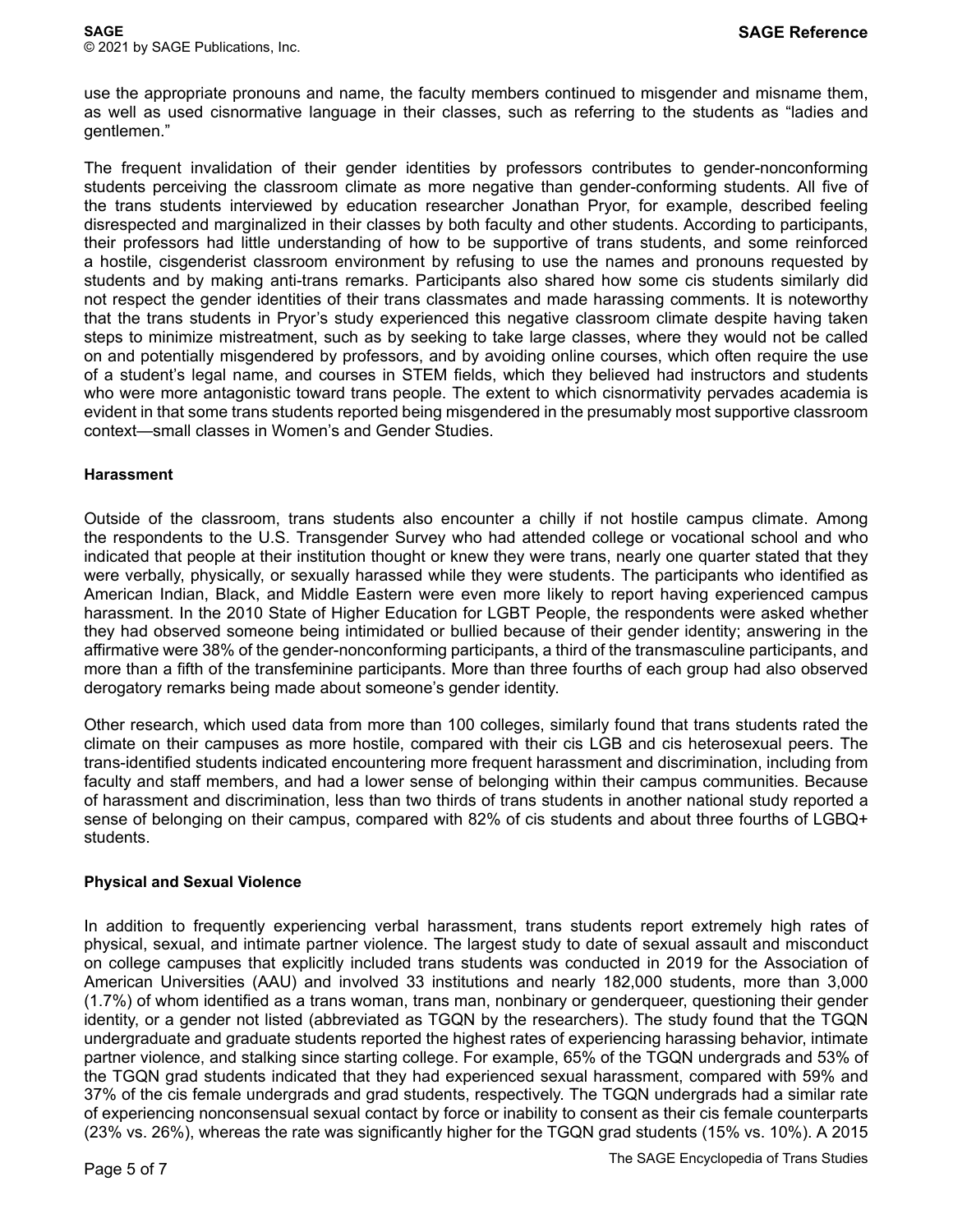use the appropriate pronouns and name, the faculty members continued to misgender and misname them, as well as used cisnormative language in their classes, such as referring to the students as "ladies and gentlemen."

The frequent invalidation of their gender identities by professors contributes to gender-nonconforming students perceiving the classroom climate as more negative than gender-conforming students. All five of the trans students interviewed by education researcher Jonathan Pryor, for example, described feeling disrespected and marginalized in their classes by both faculty and other students. According to participants, their professors had little understanding of how to be supportive of trans students, and some reinforced a hostile, cisgenderist classroom environment by refusing to use the names and pronouns requested by students and by making anti-trans remarks. Participants also shared how some cis students similarly did not respect the gender identities of their trans classmates and made harassing comments. It is noteworthy that the trans students in Pryor's study experienced this negative classroom climate despite having taken steps to minimize mistreatment, such as by seeking to take large classes, where they would not be called on and potentially misgendered by professors, and by avoiding online courses, which often require the use of a student's legal name, and courses in STEM fields, which they believed had instructors and students who were more antagonistic toward trans people. The extent to which cisnormativity pervades academia is evident in that some trans students reported being misgendered in the presumably most supportive classroom context—small classes in Women's and Gender Studies.

**Harassment**

Outside of the classroom, trans students also encounter a chilly if not hostile campus climate. Among the respondents to the U.S. Transgender Survey who had attended college or vocational school and who indicated that people at their institution thought or knew they were trans, nearly one quarter stated that they were verbally, physically, or sexually harassed while they were students. The participants who identified as American Indian, Black, and Middle Eastern were even more likely to report having experienced campus harassment. In the 2010 State of Higher Education for LGBT People, the respondents were asked whether they had observed someone being intimidated or bullied because of their gender identity; answering in the affirmative were 38% of the gender-nonconforming participants, a third of the transmasculine participants, and more than a fifth of the transfeminine participants. More than three fourths of each group had also observed derogatory remarks being made about someone's gender identity.

Other research, which used data from more than 100 colleges, similarly found that trans students rated the climate on their campuses as more hostile, compared with their cis LGB and cis heterosexual peers. The trans-identified students indicated encountering more frequent harassment and discrimination, including from faculty and staff members, and had a lower sense of belonging within their campus communities. Because of harassment and discrimination, less than two thirds of trans students in another national study reported a sense of belonging on their campus, compared with 82% of cis students and about three fourths of LGBQ+ students.

**Physical and Sexual Violence**

In addition to frequently experiencing verbal harassment, trans students report extremely high rates of physical, sexual, and intimate partner violence. The largest study to date of sexual assault and misconduct on college campuses that explicitly included trans students was conducted in 2019 for the Association of American Universities (AAU) and involved 33 institutions and nearly 182,000 students, more than 3,000 (1.7%) of whom identified as a trans woman, trans man, nonbinary or genderqueer, questioning their gender identity, or a gender not listed (abbreviated as TGQN by the researchers). The study found that the TGQN undergraduate and graduate students reported the highest rates of experiencing harassing behavior, intimate partner violence, and stalking since starting college. For example, 65% of the TGQN undergrads and 53% of the TGQN grad students indicated that they had experienced sexual harassment, compared with 59% and 37% of the cis female undergrads and grad students, respectively. The TGQN undergrads had a similar rate of experiencing nonconsensual sexual contact by force or inability to consent as their cis female counterparts (23% vs. 26%), whereas the rate was significantly higher for the TGQN grad students (15% vs. 10%). A 2015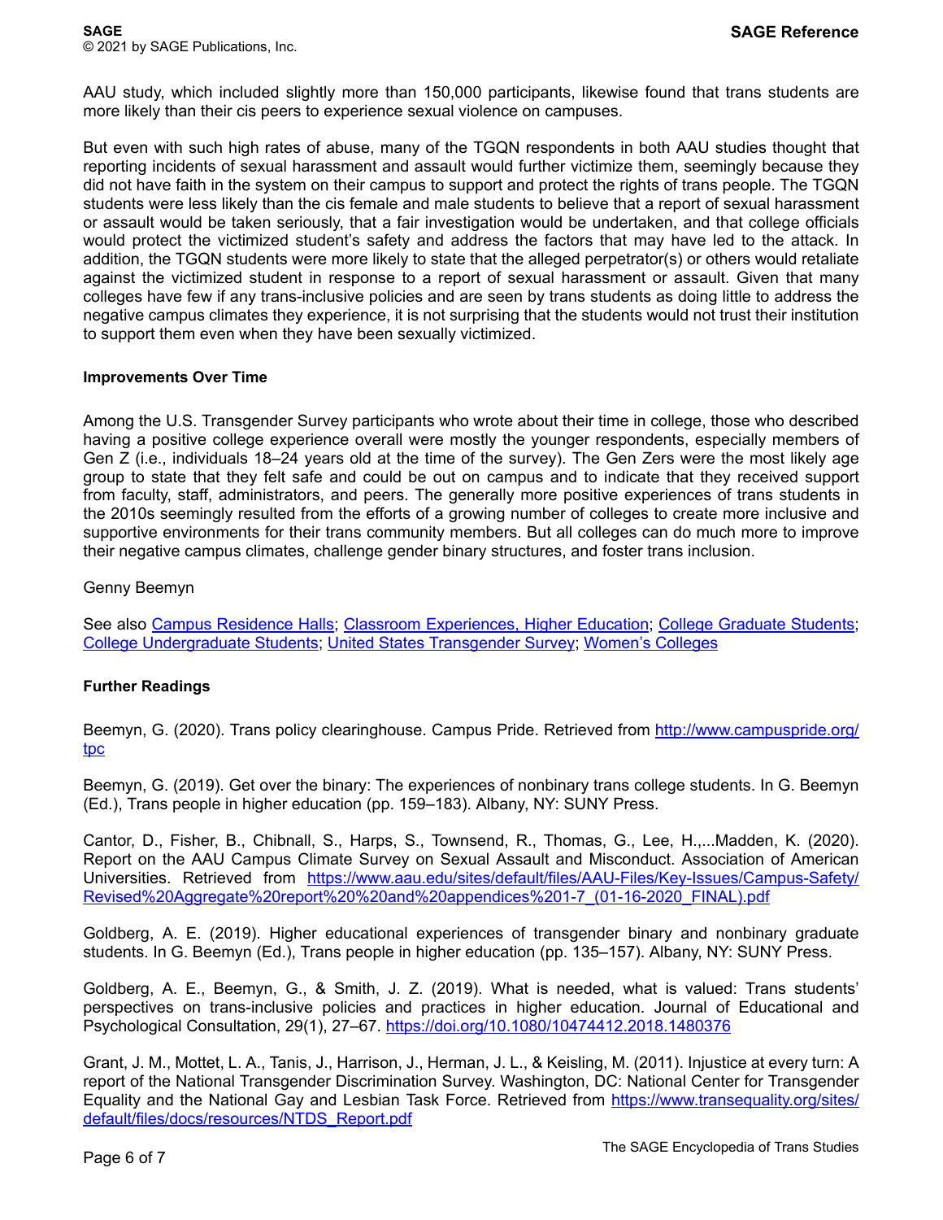AAU study, which included slightly more than 150,000 participants, likewise found that trans students are more likely than their cis peers to experience sexual violence on campuses.

But even with such high rates of abuse, many of the TGQN respondents in both AAU studies thought that reporting incidents of sexual harassment and assault would further victimize them, seemingly because they did not have faith in the system on their campus to support and protect the rights of trans people. The TGQN students were less likely than the cis female and male students to believe that a report of sexual harassment or assault would be taken seriously, that a fair investigation would be undertaken, and that college officials would protect the victimized student's safety and address the factors that may have led to the attack. In addition, the TGQN students were more likely to state that the alleged perpetrator(s) or others would retaliate against the victimized student in response to a report of sexual harassment or assault. Given that many colleges have few if any trans-inclusive policies and are seen by trans students as doing little to address the negative campus climates they experience, it is not surprising that the students would not trust their institution to support them even when they have been sexually victimized.

### Improvements Over Time

Among the U.S. Transgender Survey participants who wrote about their time in college, those who described having a positive college experience overall were mostly the younger respondents, especially members of Gen Z (i.e., individuals 18–24 years old at the time of the survey). The Gen Zers were the most likely age group to state that they felt safe and could be out on campus and to indicate that they received support from faculty, staff, administrators, and peers. The generally more positive experiences of trans students in the 2010s seemingly resulted from the efforts of a growing number of colleges to create more inclusive and supportive environments for their trans community members. But all colleges can do much more to improve their negative campus climates, challenge gender binary structures, and foster trans inclusion.

Genny Beemyn

See also Campus Residence Halls; Classroom Experiences, Higher Education; College Graduate Students; College Undergraduate Students; United States Transgender Survey; Women's Colleges

### Further Readings

Beemyn, G. (2020). Trans policy clearinghouse. Campus Pride. Retrieved from http://www.campuspride.org/tpc

Beemyn, G. (2019). Get over the binary: The experiences of nonbinary trans college students. In G. Beemyn (Ed.), Trans people in higher education (pp. 159–183). Albany, NY: SUNY Press.

Cantor, D., Fisher, B., Chibnall, S., Harps, S., Townsend, R., Thomas, G., Lee, H.,...Madden, K. (2020). Report on the AAU Campus Climate Survey on Sexual Assault and Misconduct. Association of American Universities. Retrieved from https://www.aau.edu/sites/default/files/AAU-Files/Key-Issues/Campus-Safety/Revised%20Aggregate%20report%20%20and%20appendices%201-7_(01-16-2020_FINAL).pdf

Goldberg, A. E. (2019). Higher educational experiences of transgender binary and nonbinary graduate students. In G. Beemyn (Ed.), Trans people in higher education (pp. 135–157). Albany, NY: SUNY Press.

Goldberg, A. E., Beemyn, G., & Smith, J. Z. (2019). What is needed, what is valued: Trans students' perspectives on trans-inclusive policies and practices in higher education. Journal of Educational and Psychological Consultation, 29(1), 27–67. https://doi.org/10.1080/10474412.2018.1480376

Grant, J. M., Mottet, L. A., Tanis, J., Harrison, J., Herman, J. L., & Keisling, M. (2011). Injustice at every turn: A report of the National Transgender Discrimination Survey. Washington, DC: National Center for Transgender Equality and the National Gay and Lesbian Task Force. Retrieved from https://www.transequality.org/sites/default/files/docs/resources/NTDS_Report.pdf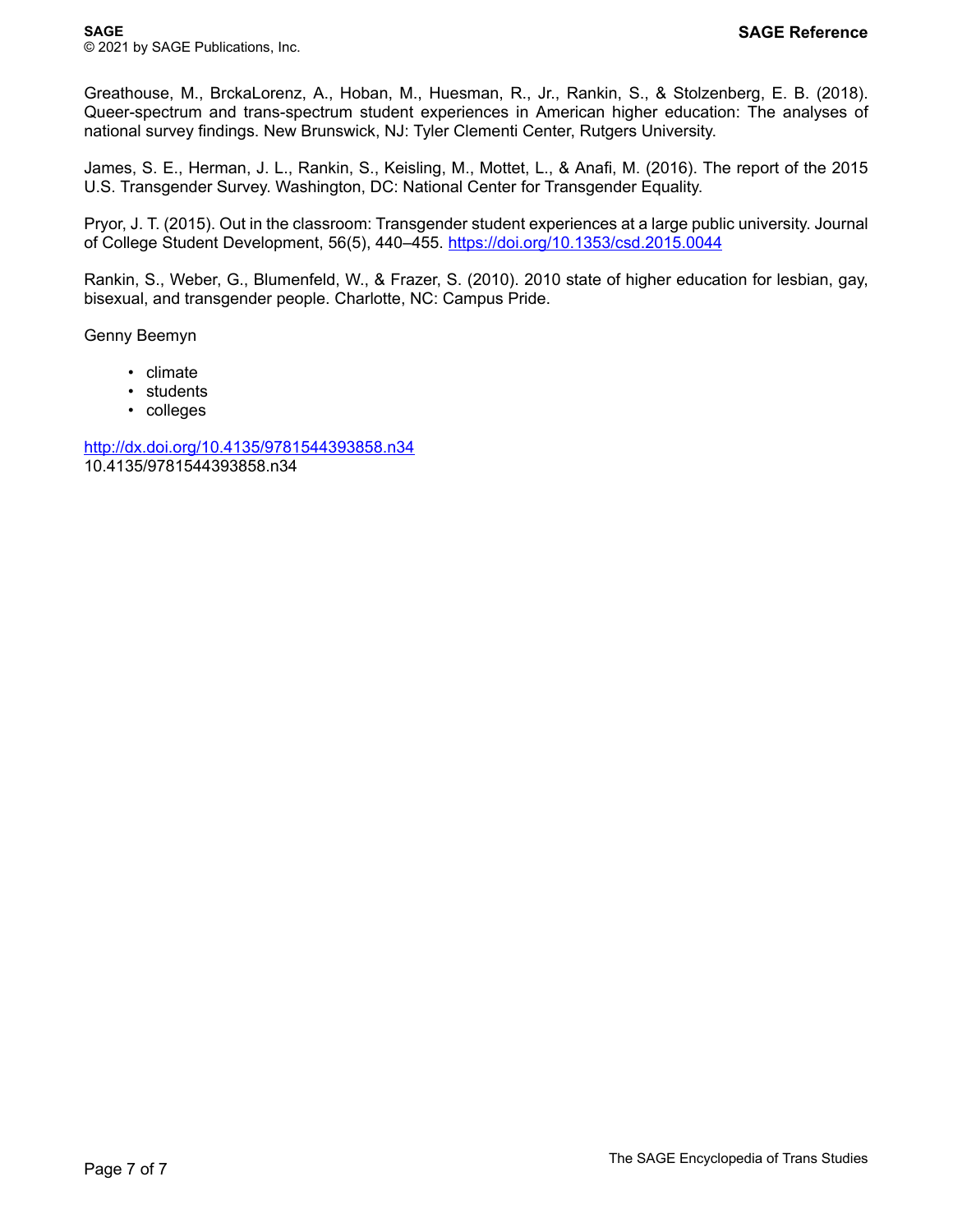Greathouse, M., BrckaLorenz, A., Hoban, M., Huesman, R., Jr., Rankin, S., & Stolzenberg, E. B. (2018). Queer-spectrum and trans-spectrum student experiences in American higher education: The analyses of national survey findings. New Brunswick, NJ: Tyler Clementi Center, Rutgers University.

James, S. E., Herman, J. L., Rankin, S., Keisling, M., Mottet, L., & Anafi, M. (2016). The report of the 2015 U.S. Transgender Survey. Washington, DC: National Center for Transgender Equality.

Pryor, J. T. (2015). Out in the classroom: Transgender student experiences at a large public university. Journal of College Student Development, 56(5), 440–455. https://doi.org/10.1353/csd.2015.0044

Rankin, S., Weber, G., Blumenfeld, W., & Frazer, S. (2010). 2010 state of higher education for lesbian, gay, bisexual, and transgender people. Charlotte, NC: Campus Pride.

Genny Beemyn

- climate
- students
- colleges

http://dx.doi.org/10.4135/9781544393858.n34
10.4135/9781544393858.n34